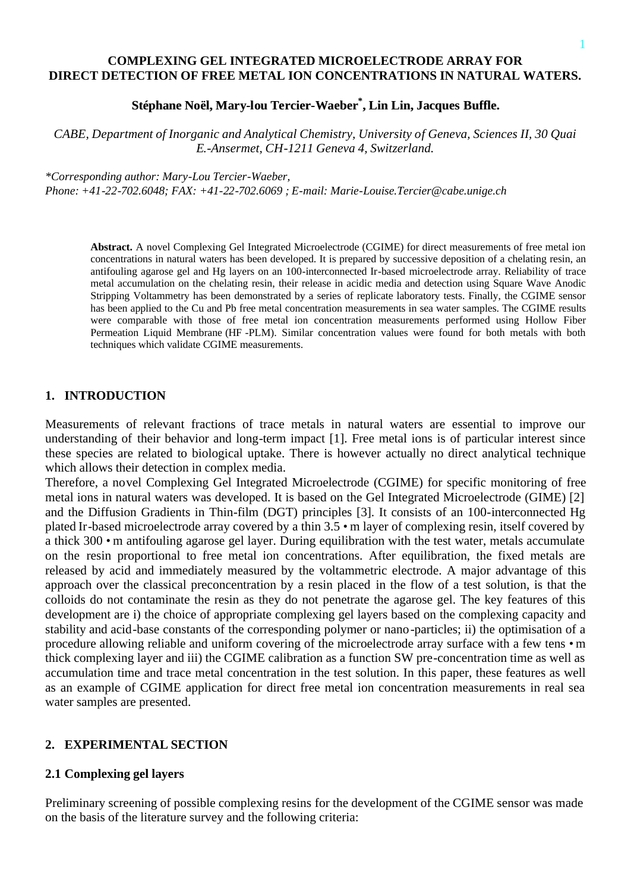# COMPLEXING GEL INTEGRATED MICROELECTRODE ARRAY FOR DIRECT DETECTION OF FREE METAL ION CONCENTRATIONS IN NATURAL WATERS.

**Stéphane Noël, Mary-lou Tercier-Waeber*, Lin Lin, Jacques Buffle.**

*CABE, Department of Inorganic and Analytical Chemistry, University of Geneva, Sciences II, 30 Quai E.-Ansermet, CH-1211 Geneva 4, Switzerland.*

*\*Corresponding author: Mary-Lou Tercier-Waeber, Phone: +41-22-702.6048; FAX: +41-22-702.6069 ; E-mail: Marie-Louise.Tercier@cabe.unige.ch*

**Abstract.** A novel Complexing Gel Integrated Microelectrode (CGIME) for direct measurements of free metal ion concentrations in natural waters has been developed. It is prepared by successive deposition of a chelating resin, an antifouling agarose gel and Hg layers on an 100-interconnected Ir-based microelectrode array. Reliability of trace metal accumulation on the chelating resin, their release in acidic media and detection using Square Wave Anodic Stripping Voltammetry has been demonstrated by a series of replicate laboratory tests. Finally, the CGIME sensor has been applied to the Cu and Pb free metal concentration measurements in sea water samples. The CGIME results were comparable with those of free metal ion concentration measurements performed using Hollow Fiber Permeation Liquid Membrane (HF -PLM). Similar concentration values were found for both metals with both techniques which validate CGIME measurements.

## 1. INTRODUCTION

Measurements of relevant fractions of trace metals in natural waters are essential to improve our understanding of their behavior and long-term impact [1]. Free metal ions is of particular interest since these species are related to biological uptake. There is however actually no direct analytical technique which allows their detection in complex media.

Therefore, a novel Complexing Gel Integrated Microelectrode (CGIME) for specific monitoring of free metal ions in natural waters was developed. It is based on the Gel Integrated Microelectrode (GIME) [2] and the Diffusion Gradients in Thin-film (DGT) principles [3]. It consists of an 100-interconnected Hg plated Ir-based microelectrode array covered by a thin 3.5 • m layer of complexing resin, itself covered by a thick 300 • m antifouling agarose gel layer. During equilibration with the test water, metals accumulate on the resin proportional to free metal ion concentrations. After equilibration, the fixed metals are released by acid and immediately measured by the voltammetric electrode. A major advantage of this approach over the classical preconcentration by a resin placed in the flow of a test solution, is that the colloids do not contaminate the resin as they do not penetrate the agarose gel. The key features of this development are i) the choice of appropriate complexing gel layers based on the complexing capacity and stability and acid-base constants of the corresponding polymer or nano-particles; ii) the optimisation of a procedure allowing reliable and uniform covering of the microelectrode array surface with a few tens • m thick complexing layer and iii) the CGIME calibration as a function SW pre-concentration time as well as accumulation time and trace metal concentration in the test solution. In this paper, these features as well as an example of CGIME application for direct free metal ion concentration measurements in real sea water samples are presented.

## 2. EXPERIMENTAL SECTION

### 2.1 Complexing gel layers

Preliminary screening of possible complexing resins for the development of the CGIME sensor was made on the basis of the literature survey and the following criteria: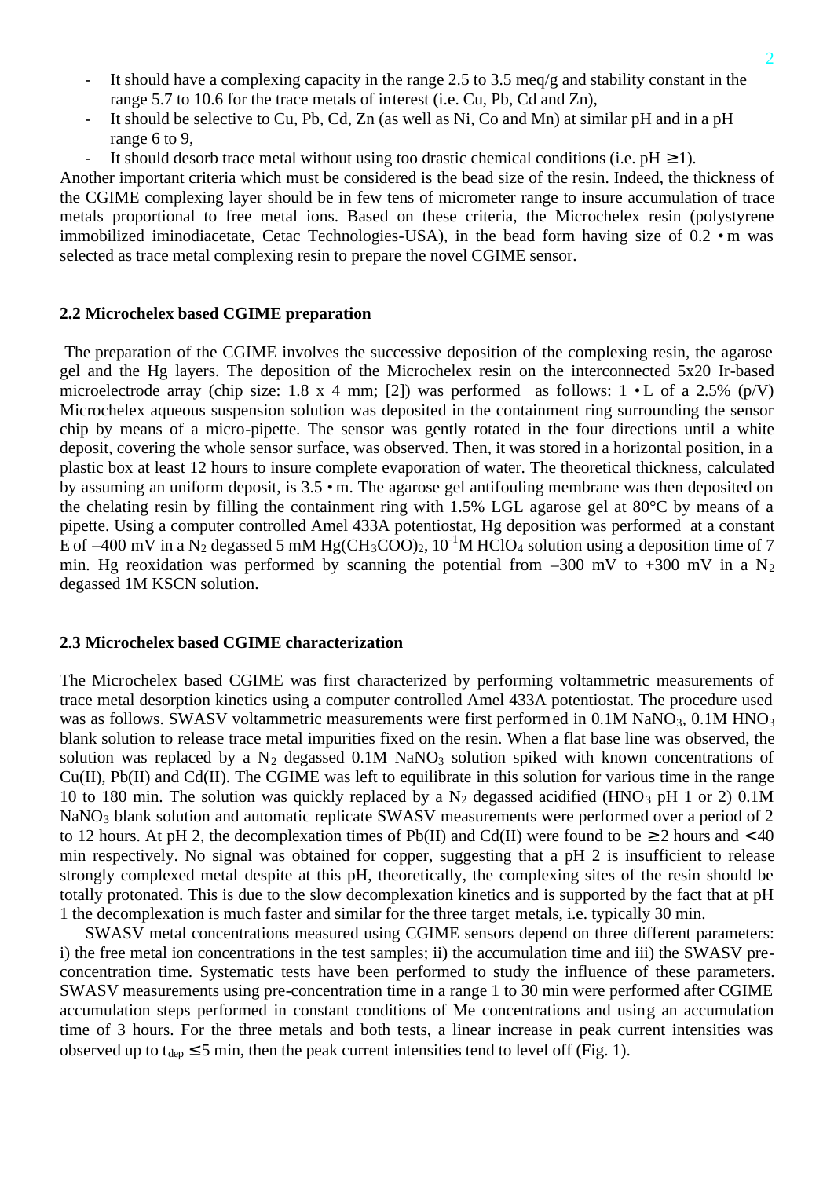- It should have a complexing capacity in the range 2.5 to 3.5 meq/g and stability constant in the range 5.7 to 10.6 for the trace metals of interest (i.e. Cu, Pb, Cd and Zn),
- It should be selective to Cu, Pb, Cd, Zn (as well as Ni, Co and Mn) at similar pH and in a pH range 6 to 9,
- It should desorb trace metal without using too drastic chemical conditions (i.e. pH $\geq$1).

Another important criteria which must be considered is the bead size of the resin. Indeed, the thickness of the CGIME complexing layer should be in few tens of micrometer range to insure accumulation of trace metals proportional to free metal ions. Based on these criteria, the Microchelex resin (polystyrene immobilized iminodiacetate, Cetac Technologies-USA), in the bead form having size of 0.2 µm was selected as trace metal complexing resin to prepare the novel CGIME sensor.

### 2.2 Microchelex based CGIME preparation

The preparation of the CGIME involves the successive deposition of the complexing resin, the agarose gel and the Hg layers. The deposition of the Microchelex resin on the interconnected 5x20 Ir-based microelectrode array (chip size: 1.8 x 4 mm; [2]) was performed as follows: 1 µL of a 2.5% (p/V) Microchelex aqueous suspension solution was deposited in the containment ring surrounding the sensor chip by means of a micro-pipette. The sensor was gently rotated in the four directions until a white deposit, covering the whole sensor surface, was observed. Then, it was stored in a horizontal position, in a plastic box at least 12 hours to insure complete evaporation of water. The theoretical thickness, calculated by assuming an uniform deposit, is 3.5 µm. The agarose gel antifouling membrane was then deposited on the chelating resin by filling the containment ring with 1.5% LGL agarose gel at 80°C by means of a pipette. Using a computer controlled Amel 433A potentiostat, Hg deposition was performed at a constant E of –400 mV in a $N_2$ degassed 5 mM $Hg(CH_3COO)_2$, $10^{-1}$M $HClO_4$ solution using a deposition time of 7 min. Hg reoxidation was performed by scanning the potential from –300 mV to +300 mV in a $N_2$ degassed 1M KSCN solution.

### 2.3 Microchelex based CGIME characterization

The Microchelex based CGIME was first characterized by performing voltammetric measurements of trace metal desorption kinetics using a computer controlled Amel 433A potentiostat. The procedure used was as follows. SWASV voltammetric measurements were first performed in 0.1M $NaNO_3$, 0.1M $HNO_3$ blank solution to release trace metal impurities fixed on the resin. When a flat base line was observed, the solution was replaced by a $N_2$ degassed 0.1M $NaNO_3$ solution spiked with known concentrations of Cu(II), Pb(II) and Cd(II). The CGIME was left to equilibrate in this solution for various time in the range 10 to 180 min. The solution was quickly replaced by a $N_2$ degassed acidified ($HNO_3$ pH 1 or 2) 0.1M $NaNO_3$ blank solution and automatic replicate SWASV measurements were performed over a period of 2 to 12 hours. At pH 2, the decomplexation times of Pb(II) and Cd(II) were found to be $\geq$2 hours and $<$40 min respectively. No signal was obtained for copper, suggesting that a pH 2 is insufficient to release strongly complexed metal despite at this pH, theoretically, the complexing sites of the resin should be totally protonated. This is due to the slow decomplexation kinetics and is supported by the fact that at pH 1 the decomplexation is much faster and similar for the three target metals, i.e. typically 30 min.

SWASV metal concentrations measured using CGIME sensors depend on three different parameters: i) the free metal ion concentrations in the test samples; ii) the accumulation time and iii) the SWASV pre-concentration time. Systematic tests have been performed to study the influence of these parameters. SWASV measurements using pre-concentration time in a range 1 to 30 min were performed after CGIME accumulation steps performed in constant conditions of Me concentrations and using an accumulation time of 3 hours. For the three metals and both tests, a linear increase in peak current intensities was observed up to $t_{dep} \leq 5$ min, then the peak current intensities tend to level off (Fig. 1).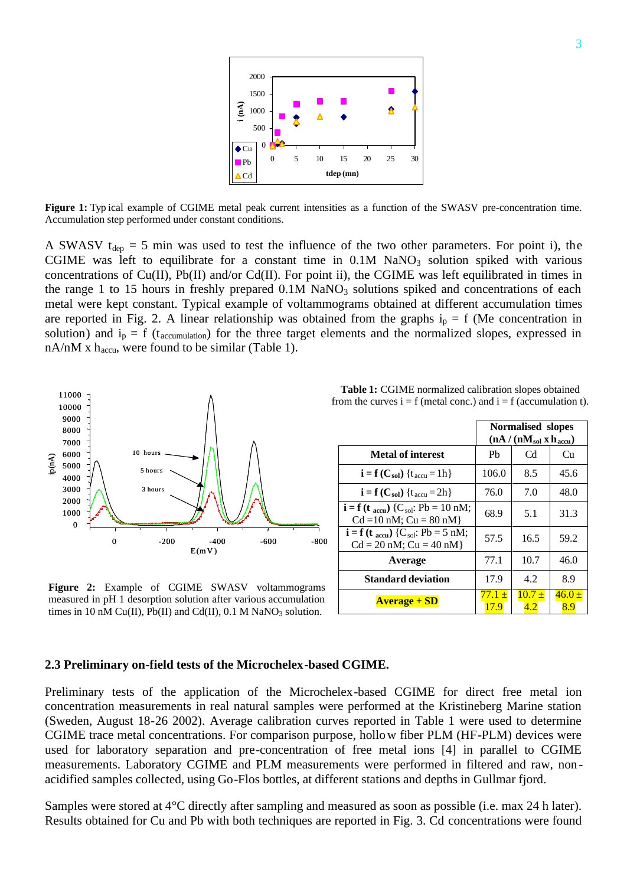**Figure 1:** Typical example of CGIME metal peak current intensities as a function of the SWASV pre-concentration time. Accumulation step performed under constant conditions.

A SWASV $t_{dep}$ = 5 min was used to test the influence of the two other parameters. For point i), the CGIME was left to equilibrate for a constant time in 0.1M $NaNO_3$ solution spiked with various concentrations of Cu(II), Pb(II) and/or Cd(II). For point ii), the CGIME was left equilibrated in times in the range 1 to 15 hours in freshly prepared 0.1M $NaNO_3$ solutions spiked and concentrations of each metal were kept constant. Typical example of voltammograms obtained at different accumulation times are reported in Fig. 2. A linear relationship was obtained from the graphs $i_p$ = f (Me concentration in solution) and $i_p$ = f ($t_{accumulation}$) for the three target elements and the normalized slopes, expressed in nA/nM x $h_{accu}$, were found to be similar (Table 1).

**Figure 2:** Example of CGIME SWASV voltammograms measured in pH 1 desorption solution after various accumulation times in 10 nM Cu(II), Pb(II) and Cd(II), 0.1 M $NaNO_3$ solution.

**Table 1:** CGIME normalized calibration slopes obtained from the curves i = f (metal conc.) and i = f (accumulation t).

| | Normalised slopes (nA / ($nM_{sol}$ x $h_{accu}$) | | |
|---|---|---|---|
| **Metal of interest** | Pb | Cd | Cu |
| **i = f ($C_{sol}$)** {$t_{accu}$ = 1h} | 106.0 | 8.5 | 45.6 |
| **i = f ($C_{sol}$)** {$t_{accu}$ = 2h} | 76.0 | 7.0 | 48.0 |
| **i = f ($t_{accu}$)** {$C_{sol}$: Pb = 10 nM; Cd =10 nM; Cu = 80 nM} | 68.9 | 5.1 | 31.3 |
| **i = f ($t_{accu}$)** {$C_{sol}$: Pb = 5 nM; Cd = 20 nM; Cu = 40 nM} | 57.5 | 16.5 | 59.2 |
| **Average** | 77.1 | 10.7 | 46.0 |
| **Standard deviation** | 17.9 | 4.2 | 8.9 |
| **Average + SD** | 77.1 ± 17.9 | 10.7 ± 4.2 | 46.0 ± 8.9 |

### 2.3 Preliminary on-field tests of the Microchelex-based CGIME.

Preliminary tests of the application of the Microchelex-based CGIME for direct free metal ion concentration measurements in real natural samples were performed at the Kristineberg Marine station (Sweden, August 18-26 2002). Average calibration curves reported in Table 1 were used to determine CGIME trace metal concentrations. For comparison purpose, hollow fiber PLM (HF-PLM) devices were used for laboratory separation and pre-concentration of free metal ions [4] in parallel to CGIME measurements. Laboratory CGIME and PLM measurements were performed in filtered and raw, non-acidified samples collected, using Go-Flos bottles, at different stations and depths in Gullmar fjord.

Samples were stored at 4°C directly after sampling and measured as soon as possible (i.e. max 24 h later). Results obtained for Cu and Pb with both techniques are reported in Fig. 3. Cd concentrations were found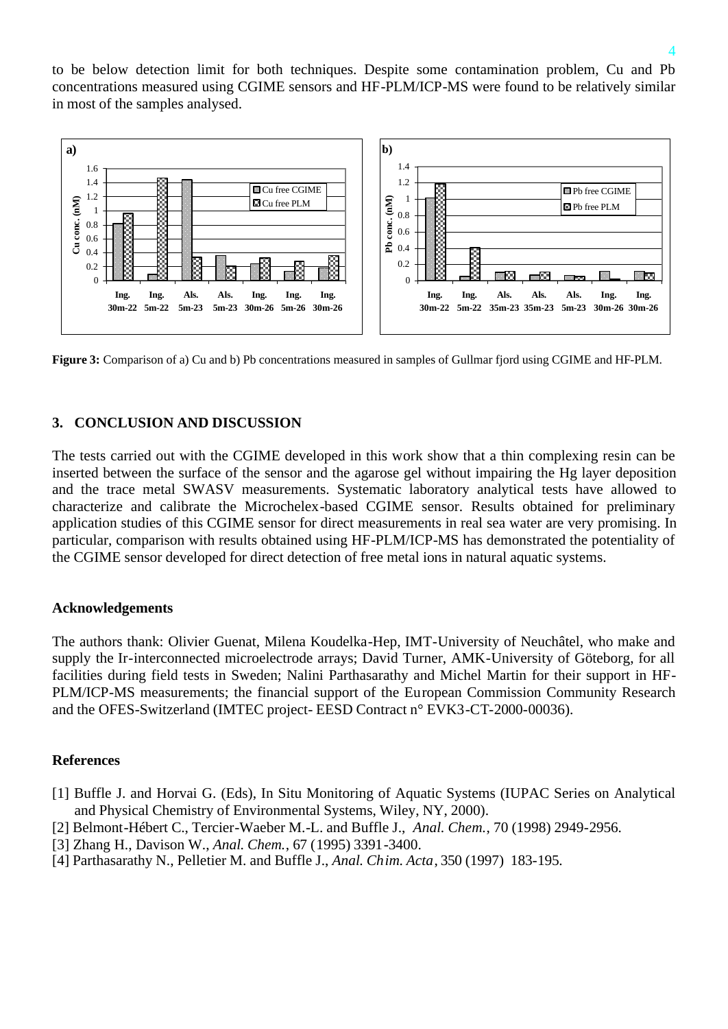to be below detection limit for both techniques. Despite some contamination problem, Cu and Pb concentrations measured using CGIME sensors and HF-PLM/ICP-MS were found to be relatively similar in most of the samples analysed.

a)

Cu conc. (nM)

1.6
1.4
1.2
1
0.8
0.6
0.4
0.2
0

Cu free CGIME
Cu free PLM

Ing. 30m-22
Ing. 5m-22
Als. 5m-23
Als. 5m-23
Ing. 30m-26
Ing. 5m-26
Ing. 30m-26

b)

Pb conc. (nM)

1.4
1.2
1
0.8
0.6
0.4
0.2
0

Pb free CGIME
Pb free PLM

Ing. 30m-22
Ing. 5m-22
Als. 35m-23
Als. 35m-23
Als. 5m-23
Ing. 30m-26
Ing. 30m-26

**Figure 3:** Comparison of a) Cu and b) Pb concentrations measured in samples of Gullmar fjord using CGIME and HF-PLM.

## 3. CONCLUSION AND DISCUSSION

The tests carried out with the CGIME developed in this work show that a thin complexing resin can be inserted between the surface of the sensor and the agarose gel without impairing the Hg layer deposition and the trace metal SWASV measurements. Systematic laboratory analytical tests have allowed to characterize and calibrate the Microchelex-based CGIME sensor. Results obtained for preliminary application studies of this CGIME sensor for direct measurements in real sea water are very promising. In particular, comparison with results obtained using HF-PLM/ICP-MS has demonstrated the potentiality of the CGIME sensor developed for direct detection of free metal ions in natural aquatic systems.

### Acknowledgements

The authors thank: Olivier Guenat, Milena Koudelka-Hep, IMT-University of Neuchâtel, who make and supply the Ir-interconnected microelectrode arrays; David Turner, AMK-University of Göteborg, for all facilities during field tests in Sweden; Nalini Parthasarathy and Michel Martin for their support in HF-PLM/ICP-MS measurements; the financial support of the European Commission Community Research and the OFES-Switzerland (IMTEC project- EESD Contract n° EVK3-CT-2000-00036).

### References

[1] Buffle J. and Horvai G. (Eds), In Situ Monitoring of Aquatic Systems (IUPAC Series on Analytical and Physical Chemistry of Environmental Systems, Wiley, NY, 2000).
[2] Belmont-Hébert C., Tercier-Waeber M.-L. and Buffle J., *Anal. Chem.*, 70 (1998) 2949-2956.
[3] Zhang H., Davison W., *Anal. Chem.*, 67 (1995) 3391-3400.
[4] Parthasarathy N., Pelletier M. and Buffle J., *Anal. Chim. Acta*, 350 (1997) 183-195.